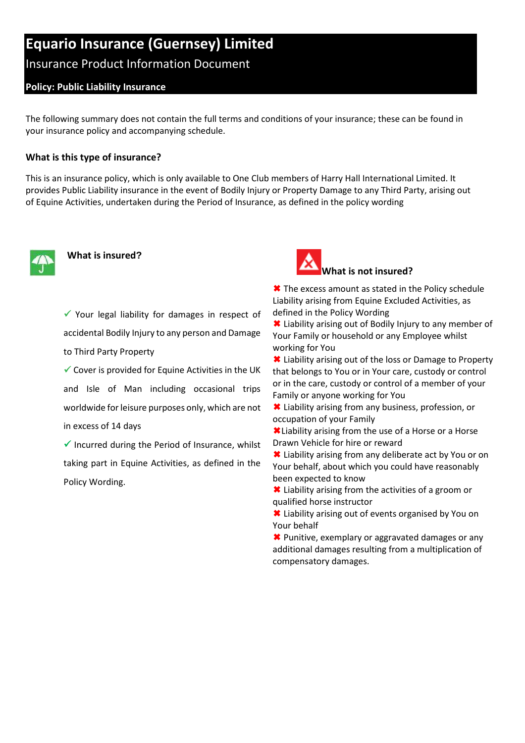# Equario Insurance (Guernsey) Limited

## Insurance Product Information Document

**Policy: Public Liability Insurance**

The following summary does not contain the full terms and conditions of your insurance; these can be found in your insurance policy and accompanying schedule.

### What is this type of insurance?

This is an insurance policy, which is only available to One Club members of Harry Hall International Limited. It provides Public Liability insurance in the event of Bodily Injury or Property Damage to any Third Party, arising out of Equine Activities, undertaken during the Period of Insurance, as defined in the policy wording

### What is insured?

- ✓ Your legal liability for damages in respect of accidental Bodily Injury to any person and Damage to Third Party Property
- ✓ Cover is provided for Equine Activities in the UK and Isle of Man including occasional trips worldwide for leisure purposes only, which are not in excess of 14 days
- ✓ Incurred during the Period of Insurance, whilst taking part in Equine Activities, as defined in the Policy Wording.

### What is not insured?

- ✖ The excess amount as stated in the Policy schedule Liability arising from Equine Excluded Activities, as defined in the Policy Wording
- ✖ Liability arising out of Bodily Injury to any member of Your Family or household or any Employee whilst working for You
- ✖ Liability arising out of the loss or Damage to Property that belongs to You or in Your care, custody or control or in the care, custody or control of a member of your Family or anyone working for You
- ✖ Liability arising from any business, profession, or occupation of your Family
- ✖ Liability arising from the use of a Horse or a Horse Drawn Vehicle for hire or reward
- ✖ Liability arising from any deliberate act by You or on Your behalf, about which you could have reasonably been expected to know
- ✖ Liability arising from the activities of a groom or qualified horse instructor
- ✖ Liability arising out of events organised by You on Your behalf
- ✖ Punitive, exemplary or aggravated damages or any additional damages resulting from a multiplication of compensatory damages.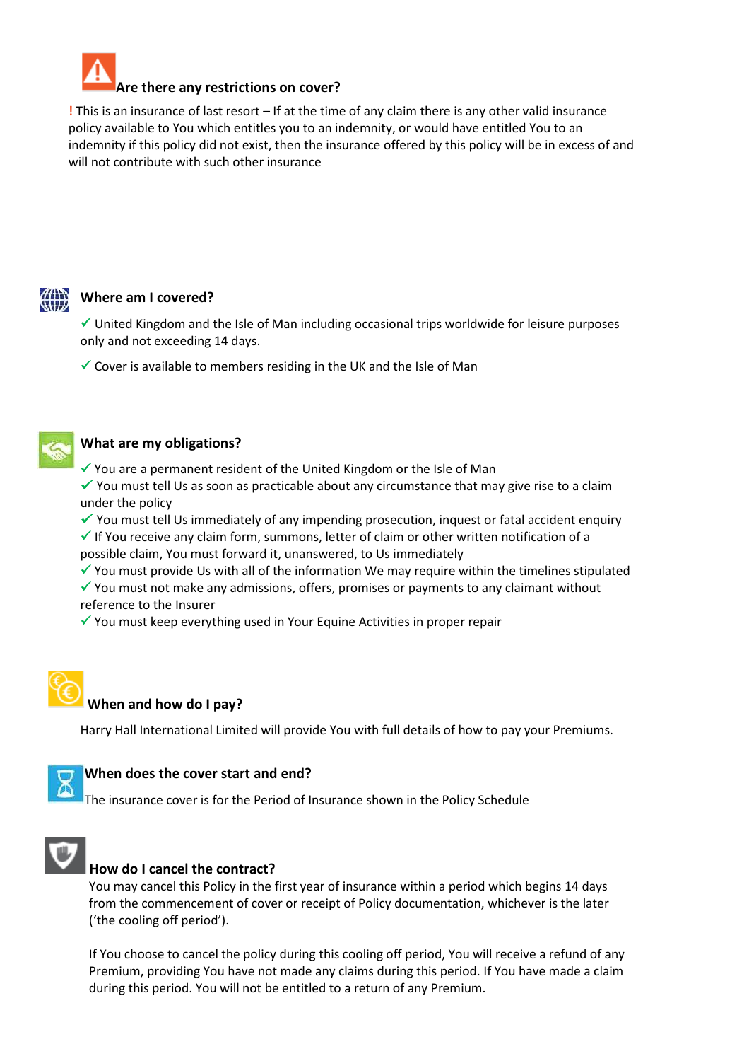## Are there any restrictions on cover?

! This is an insurance of last resort – If at the time of any claim there is any other valid insurance policy available to You which entitles you to an indemnity, or would have entitled You to an indemnity if this policy did not exist, then the insurance offered by this policy will be in excess of and will not contribute with such other insurance

## Where am I covered?

✓ United Kingdom and the Isle of Man including occasional trips worldwide for leisure purposes only and not exceeding 14 days.

✓ Cover is available to members residing in the UK and the Isle of Man

## What are my obligations?

✓ You are a permanent resident of the United Kingdom or the Isle of Man
✓ You must tell Us as soon as practicable about any circumstance that may give rise to a claim under the policy
✓ You must tell Us immediately of any impending prosecution, inquest or fatal accident enquiry
✓ If You receive any claim form, summons, letter of claim or other written notification of a possible claim, You must forward it, unanswered, to Us immediately
✓ You must provide Us with all of the information We may require within the timelines stipulated
✓ You must not make any admissions, offers, promises or payments to any claimant without reference to the Insurer
✓ You must keep everything used in Your Equine Activities in proper repair

## When and how do I pay?

Harry Hall International Limited will provide You with full details of how to pay your Premiums.

## When does the cover start and end?

The insurance cover is for the Period of Insurance shown in the Policy Schedule

## How do I cancel the contract?

You may cancel this Policy in the first year of insurance within a period which begins 14 days from the commencement of cover or receipt of Policy documentation, whichever is the later ('the cooling off period').

If You choose to cancel the policy during this cooling off period, You will receive a refund of any Premium, providing You have not made any claims during this period. If You have made a claim during this period. You will not be entitled to a return of any Premium.